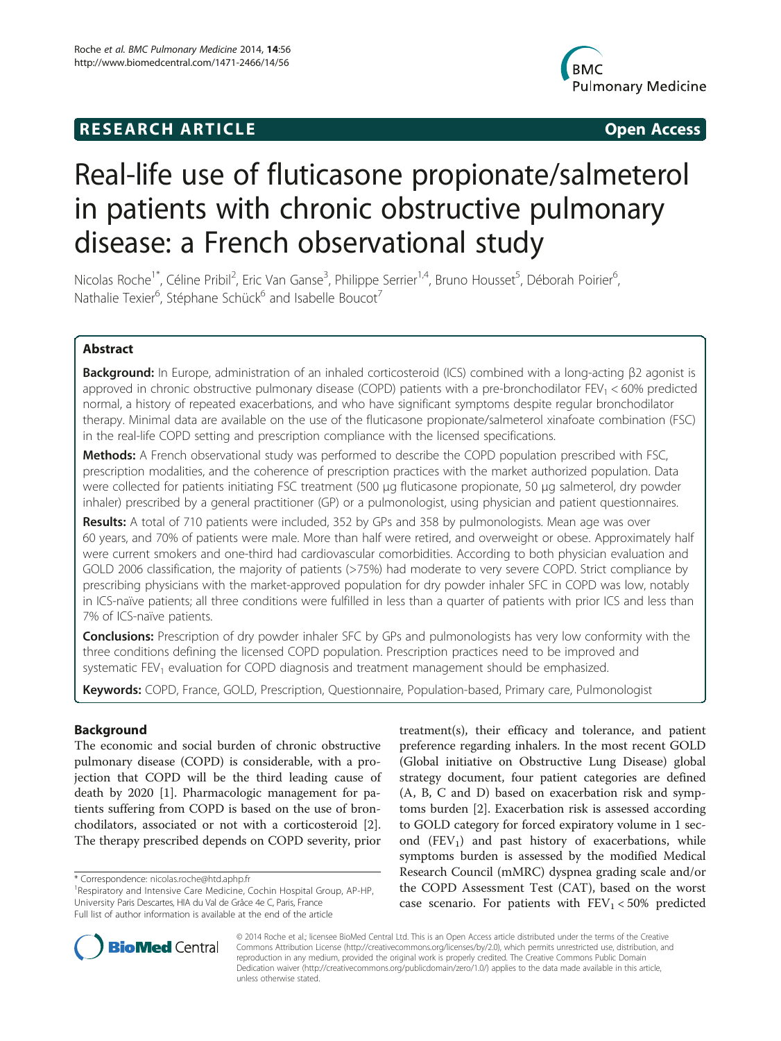**RESEARCH ARTICLE** **Open Access**

# Real-life use of fluticasone propionate/salmeterol in patients with chronic obstructive pulmonary disease: a French observational study

Nicolas Roche[1*], Céline Pribil[2], Eric Van Ganse[3], Philippe Serrier[1,4], Bruno Housset[5], Déborah Poirier[6], Nathalie Texier[6], Stéphane Schück[6] and Isabelle Boucot[7]

## Abstract

**Background:** In Europe, administration of an inhaled corticosteroid (ICS) combined with a long-acting β2 agonist is approved in chronic obstructive pulmonary disease (COPD) patients with a pre-bronchodilator $FEV_1 < 60\%$ predicted normal, a history of repeated exacerbations, and who have significant symptoms despite regular bronchodilator therapy. Minimal data are available on the use of the fluticasone propionate/salmeterol xinafoate combination (FSC) in the real-life COPD setting and prescription compliance with the licensed specifications.

**Methods:** A French observational study was performed to describe the COPD population prescribed with FSC, prescription modalities, and the coherence of prescription practices with the market authorized population. Data were collected for patients initiating FSC treatment (500 μg fluticasone propionate, 50 μg salmeterol, dry powder inhaler) prescribed by a general practitioner (GP) or a pulmonologist, using physician and patient questionnaires.

**Results:** A total of 710 patients were included, 352 by GPs and 358 by pulmonologists. Mean age was over 60 years, and 70% of patients were male. More than half were retired, and overweight or obese. Approximately half were current smokers and one-third had cardiovascular comorbidities. According to both physician evaluation and GOLD 2006 classification, the majority of patients (>75%) had moderate to very severe COPD. Strict compliance by prescribing physicians with the market-approved population for dry powder inhaler SFC in COPD was low, notably in ICS-naïve patients; all three conditions were fulfilled in less than a quarter of patients with prior ICS and less than 7% of ICS-naïve patients.

**Conclusions:** Prescription of dry powder inhaler SFC by GPs and pulmonologists has very low conformity with the three conditions defining the licensed COPD population. Prescription practices need to be improved and systematic $FEV_1$ evaluation for COPD diagnosis and treatment management should be emphasized.

**Keywords:** COPD, France, GOLD, Prescription, Questionnaire, Population-based, Primary care, Pulmonologist

## Background

The economic and social burden of chronic obstructive pulmonary disease (COPD) is considerable, with a projection that COPD will be the third leading cause of death by 2020 [1]. Pharmacologic management for patients suffering from COPD is based on the use of bronchodilators, associated or not with a corticosteroid [2]. The therapy prescribed depends on COPD severity, prior treatment(s), their efficacy and tolerance, and patient preference regarding inhalers. In the most recent GOLD (Global initiative on Obstructive Lung Disease) global strategy document, four patient categories are defined (A, B, C and D) based on exacerbation risk and symptoms burden [2]. Exacerbation risk is assessed according to GOLD category for forced expiratory volume in 1 second ($FEV_1$) and past history of exacerbations, while symptoms burden is assessed by the modified Medical Research Council (mMRC) dyspnea grading scale and/or the COPD Assessment Test (CAT), based on the worst case scenario. For patients with $FEV_1 < 50\%$ predicted

\* Correspondence: nicolas.roche@htd.aphp.fr
[1]Respiratory and Intensive Care Medicine, Cochin Hospital Group, AP-HP, University Paris Descartes, HIA du Val de Grâce 4e C, Paris, France
Full list of author information is available at the end of the article

© 2014 Roche et al.; licensee BioMed Central Ltd. This is an Open Access article distributed under the terms of the Creative Commons Attribution License (http://creativecommons.org/licenses/by/2.0), which permits unrestricted use, distribution, and reproduction in any medium, provided the original work is properly credited. The Creative Commons Public Domain Dedication waiver (http://creativecommons.org/publicdomain/zero/1.0/) applies to the data made available in this article, unless otherwise stated.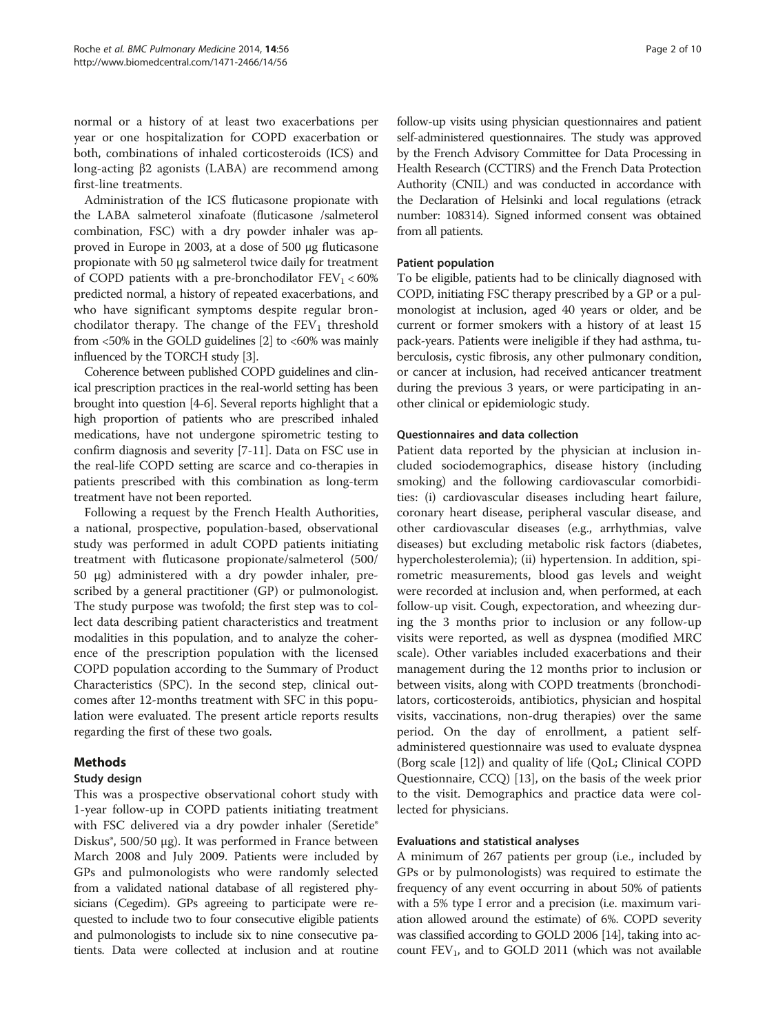normal or a history of at least two exacerbations per year or one hospitalization for COPD exacerbation or both, combinations of inhaled corticosteroids (ICS) and long-acting β2 agonists (LABA) are recommend among first-line treatments.

Administration of the ICS fluticasone propionate with the LABA salmeterol xinafoate (fluticasone /salmeterol combination, FSC) with a dry powder inhaler was approved in Europe in 2003, at a dose of 500 μg fluticasone propionate with 50 μg salmeterol twice daily for treatment of COPD patients with a pre-bronchodilator $FEV_1 < 60\%$ predicted normal, a history of repeated exacerbations, and who have significant symptoms despite regular bronchodilator therapy. The change of the $FEV_1$ threshold from <50% in the GOLD guidelines [2] to <60% was mainly influenced by the TORCH study [3].

Coherence between published COPD guidelines and clinical prescription practices in the real-world setting has been brought into question [4-6]. Several reports highlight that a high proportion of patients who are prescribed inhaled medications, have not undergone spirometric testing to confirm diagnosis and severity [7-11]. Data on FSC use in the real-life COPD setting are scarce and co-therapies in patients prescribed with this combination as long-term treatment have not been reported.

Following a request by the French Health Authorities, a national, prospective, population-based, observational study was performed in adult COPD patients initiating treatment with fluticasone propionate/salmeterol (500/50 μg) administered with a dry powder inhaler, prescribed by a general practitioner (GP) or pulmonologist. The study purpose was twofold; the first step was to collect data describing patient characteristics and treatment modalities in this population, and to analyze the coherence of the prescription population with the licensed COPD population according to the Summary of Product Characteristics (SPC). In the second step, clinical outcomes after 12-months treatment with SFC in this population were evaluated. The present article reports results regarding the first of these two goals.

## Methods

### Study design

This was a prospective observational cohort study with 1-year follow-up in COPD patients initiating treatment with FSC delivered via a dry powder inhaler (Seretide® Diskus®, 500/50 μg). It was performed in France between March 2008 and July 2009. Patients were included by GPs and pulmonologists who were randomly selected from a validated national database of all registered physicians (Cegedim). GPs agreeing to participate were requested to include two to four consecutive eligible patients and pulmonologists to include six to nine consecutive patients. Data were collected at inclusion and at routine follow-up visits using physician questionnaires and patient self-administered questionnaires. The study was approved by the French Advisory Committee for Data Processing in Health Research (CCTIRS) and the French Data Protection Authority (CNIL) and was conducted in accordance with the Declaration of Helsinki and local regulations (etrack number: 108314). Signed informed consent was obtained from all patients.

### Patient population

To be eligible, patients had to be clinically diagnosed with COPD, initiating FSC therapy prescribed by a GP or a pulmonologist at inclusion, aged 40 years or older, and be current or former smokers with a history of at least 15 pack-years. Patients were ineligible if they had asthma, tuberculosis, cystic fibrosis, any other pulmonary condition, or cancer at inclusion, had received anticancer treatment during the previous 3 years, or were participating in another clinical or epidemiologic study.

### Questionnaires and data collection

Patient data reported by the physician at inclusion included sociodemographics, disease history (including smoking) and the following cardiovascular comorbidities: (i) cardiovascular diseases including heart failure, coronary heart disease, peripheral vascular disease, and other cardiovascular diseases (e.g., arrhythmias, valve diseases) but excluding metabolic risk factors (diabetes, hypercholesterolemia); (ii) hypertension. In addition, spirometric measurements, blood gas levels and weight were recorded at inclusion and, when performed, at each follow-up visit. Cough, expectoration, and wheezing during the 3 months prior to inclusion or any follow-up visits were reported, as well as dyspnea (modified MRC scale). Other variables included exacerbations and their management during the 12 months prior to inclusion or between visits, along with COPD treatments (bronchodilators, corticosteroids, antibiotics, physician and hospital visits, vaccinations, non-drug therapies) over the same period. On the day of enrollment, a patient self-administered questionnaire was used to evaluate dyspnea (Borg scale [12]) and quality of life (QoL; Clinical COPD Questionnaire, CCQ) [13], on the basis of the week prior to the visit. Demographics and practice data were collected for physicians.

### Evaluations and statistical analyses

A minimum of 267 patients per group (i.e., included by GPs or by pulmonologists) was required to estimate the frequency of any event occurring in about 50% of patients with a 5% type I error and a precision (i.e. maximum variation allowed around the estimate) of 6%. COPD severity was classified according to GOLD 2006 [14], taking into account $FEV_1$, and to GOLD 2011 (which was not available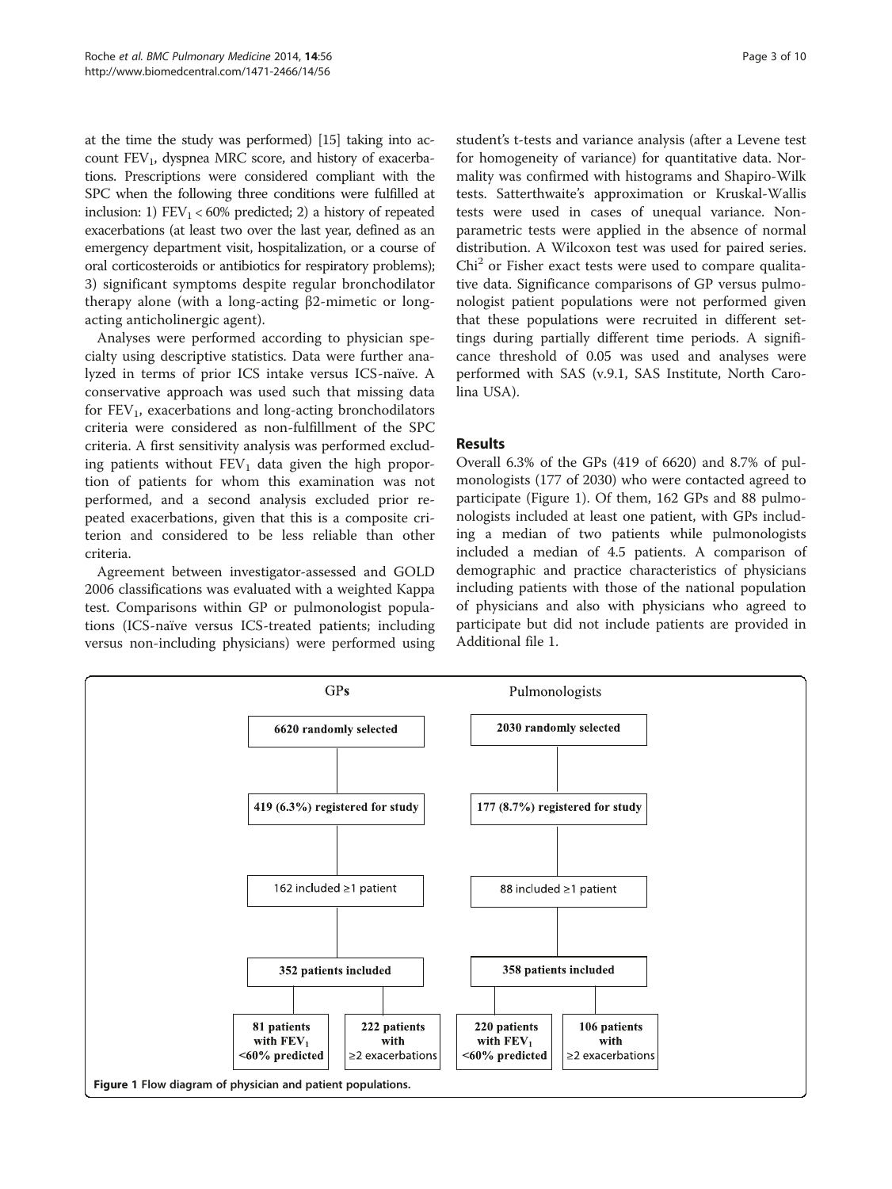at the time the study was performed) [15] taking into account $FEV_1$, dyspnea MRC score, and history of exacerbations. Prescriptions were considered compliant with the SPC when the following three conditions were fulfilled at inclusion: 1) $FEV_1 < 60\%$ predicted; 2) a history of repeated exacerbations (at least two over the last year, defined as an emergency department visit, hospitalization, or a course of oral corticosteroids or antibiotics for respiratory problems); 3) significant symptoms despite regular bronchodilator therapy alone (with a long-acting β2-mimetic or long-acting anticholinergic agent).

Analyses were performed according to physician specialty using descriptive statistics. Data were further analyzed in terms of prior ICS intake versus ICS-naïve. A conservative approach was used such that missing data for $FEV_1$, exacerbations and long-acting bronchodilators criteria were considered as non-fulfillment of the SPC criteria. A first sensitivity analysis was performed excluding patients without $FEV_1$ data given the high proportion of patients for whom this examination was not performed, and a second analysis excluded prior repeated exacerbations, given that this is a composite criterion and considered to be less reliable than other criteria.

Agreement between investigator-assessed and GOLD 2006 classifications was evaluated with a weighted Kappa test. Comparisons within GP or pulmonologist populations (ICS-naïve versus ICS-treated patients; including versus non-including physicians) were performed using student's t-tests and variance analysis (after a Levene test for homogeneity of variance) for quantitative data. Normality was confirmed with histograms and Shapiro-Wilk tests. Satterthwaite's approximation or Kruskal-Wallis tests were used in cases of unequal variance. Non-parametric tests were applied in the absence of normal distribution. A Wilcoxon test was used for paired series. $Chi^2$ or Fisher exact tests were used to compare qualitative data. Significance comparisons of GP versus pulmonologist patient populations were not performed given that these populations were recruited in different settings during partially different time periods. A significance threshold of 0.05 was used and analyses were performed with SAS (v.9.1, SAS Institute, North Carolina USA).

## Results

Overall 6.3% of the GPs (419 of 6620) and 8.7% of pulmonologists (177 of 2030) who were contacted agreed to participate (Figure 1). Of them, 162 GPs and 88 pulmonologists included at least one patient, with GPs including a median of two patients while pulmonologists included a median of 4.5 patients. A comparison of demographic and practice characteristics of physicians including patients with those of the national population of physicians and also with physicians who agreed to participate but did not include patients are provided in Additional file 1.

| GPs | Pulmonologists |
| --- | --- |
| 6620 randomly selected | 2030 randomly selected |
| 419 (6.3%) registered for study | 177 (8.7%) registered for study |
| 162 included ≥1 patient | 88 included ≥1 patient |
| 352 patients included | 358 patients included |
| 81 patients with $FEV_1$ <60% predicted; 222 patients with ≥2 exacerbations | 220 patients with $FEV_1$ <60% predicted; 106 patients with ≥2 exacerbations |

**Figure 1** Flow diagram of physician and patient populations.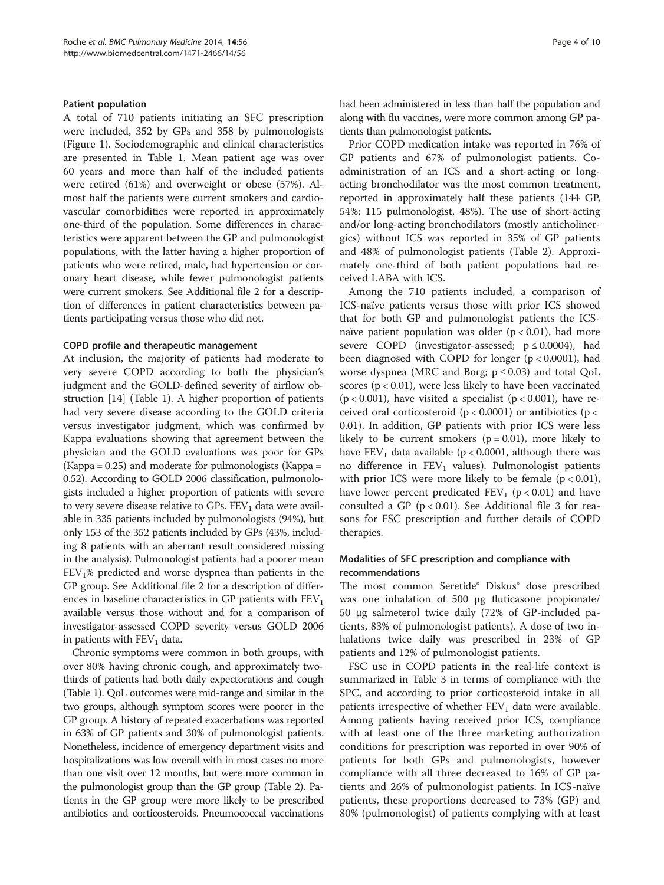#### Patient population

A total of 710 patients initiating an SFC prescription were included, 352 by GPs and 358 by pulmonologists (Figure 1). Sociodemographic and clinical characteristics are presented in Table 1. Mean patient age was over 60 years and more than half of the included patients were retired (61%) and overweight or obese (57%). Almost half the patients were current smokers and cardiovascular comorbidities were reported in approximately one-third of the population. Some differences in characteristics were apparent between the GP and pulmonologist populations, with the latter having a higher proportion of patients who were retired, male, had hypertension or coronary heart disease, while fewer pulmonologist patients were current smokers. See Additional file 2 for a description of differences in patient characteristics between patients participating versus those who did not.

#### COPD profile and therapeutic management

At inclusion, the majority of patients had moderate to very severe COPD according to both the physician's judgment and the GOLD-defined severity of airflow obstruction [14] (Table 1). A higher proportion of patients had very severe disease according to the GOLD criteria versus investigator judgment, which was confirmed by Kappa evaluations showing that agreement between the physician and the GOLD evaluations was poor for GPs (Kappa = 0.25) and moderate for pulmonologists (Kappa = 0.52). According to GOLD 2006 classification, pulmonologists included a higher proportion of patients with severe to very severe disease relative to GPs. $FEV_1$ data were available in 335 patients included by pulmonologists (94%), but only 153 of the 352 patients included by GPs (43%, including 8 patients with an aberrant result considered missing in the analysis). Pulmonologist patients had a poorer mean $FEV_1$% predicted and worse dyspnea than patients in the GP group. See Additional file 2 for a description of differences in baseline characteristics in GP patients with $FEV_1$ available versus those without and for a comparison of investigator-assessed COPD severity versus GOLD 2006 in patients with $FEV_1$ data.

Chronic symptoms were common in both groups, with over 80% having chronic cough, and approximately two-thirds of patients had both daily expectorations and cough (Table 1). QoL outcomes were mid-range and similar in the two groups, although symptom scores were poorer in the GP group. A history of repeated exacerbations was reported in 63% of GP patients and 30% of pulmonologist patients. Nonetheless, incidence of emergency department visits and hospitalizations was low overall with in most cases no more than one visit over 12 months, but were more common in the pulmonologist group than the GP group (Table 2). Patients in the GP group were more likely to be prescribed antibiotics and corticosteroids. Pneumococcal vaccinations had been administered in less than half the population and along with flu vaccines, were more common among GP patients than pulmonologist patients.

Prior COPD medication intake was reported in 76% of GP patients and 67% of pulmonologist patients. Co-administration of an ICS and a short-acting or long-acting bronchodilator was the most common treatment, reported in approximately half these patients (144 GP, 54%; 115 pulmonologist, 48%). The use of short-acting and/or long-acting bronchodilators (mostly anticholinergics) without ICS was reported in 35% of GP patients and 48% of pulmonologist patients (Table 2). Approximately one-third of both patient populations had received LABA with ICS.

Among the 710 patients included, a comparison of ICS-naïve patients versus those with prior ICS showed that for both GP and pulmonologist patients the ICS-naïve patient population was older ($p < 0.01$), had more severe COPD (investigator-assessed; $p \leq 0.0004$), had been diagnosed with COPD for longer ($p < 0.0001$), had worse dyspnea (MRC and Borg; $p \leq 0.03$) and total QoL scores ($p < 0.01$), were less likely to have been vaccinated ($p < 0.001$), have visited a specialist ($p < 0.001$), have received oral corticosteroid ($p < 0.0001$) or antibiotics ($p < 0.01$). In addition, GP patients with prior ICS were less likely to be current smokers ($p = 0.01$), more likely to have $FEV_1$ data available ($p < 0.0001$, although there was no difference in $FEV_1$ values). Pulmonologist patients with prior ICS were more likely to be female ($p < 0.01$), have lower percent predicated $FEV_1$ ($p < 0.01$) and have consulted a GP ($p < 0.01$). See Additional file 3 for reasons for FSC prescription and further details of COPD therapies.

#### Modalities of SFC prescription and compliance with recommendations

The most common Seretide® Diskus® dose prescribed was one inhalation of 500 μg fluticasone propionate/50 μg salmeterol twice daily (72% of GP-included patients, 83% of pulmonologist patients). A dose of two inhalations twice daily was prescribed in 23% of GP patients and 12% of pulmonologist patients.

FSC use in COPD patients in the real-life context is summarized in Table 3 in terms of compliance with the SPC, and according to prior corticosteroid intake in all patients irrespective of whether $FEV_1$ data were available. Among patients having received prior ICS, compliance with at least one of the three marketing authorization conditions for prescription was reported in over 90% of patients for both GPs and pulmonologists, however compliance with all three decreased to 16% of GP patients and 26% of pulmonologist patients. In ICS-naïve patients, these proportions decreased to 73% (GP) and 80% (pulmonologist) of patients complying with at least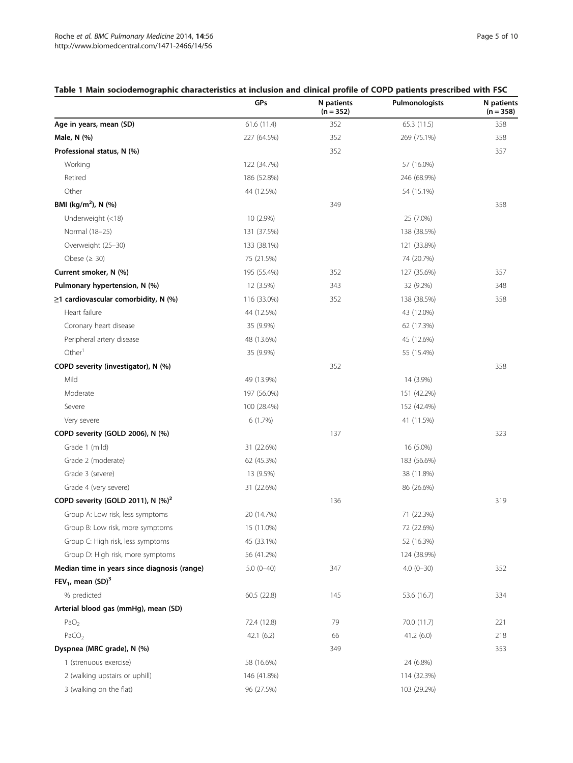**Table 1 Main sociodemographic characteristics at inclusion and clinical profile of COPD patients prescribed with FSC**

| | GPs | N patients (n = 352) | Pulmonologists | N patients (n = 358) |
|---|---|---|---|---|
| **Age in years, mean (SD)** | 61.6 (11.4) | 352 | 65.3 (11.5) | 358 |
| **Male, N (%)** | 227 (64.5%) | 352 | 269 (75.1%) | 358 |
| **Professional status, N (%)** | | 352 | | 357 |
| Working | 122 (34.7%) | | 57 (16.0%) | |
| Retired | 186 (52.8%) | | 246 (68.9%) | |
| Other | 44 (12.5%) | | 54 (15.1%) | |
| **BMI (kg/m$^2$), N (%)** | | 349 | | 358 |
| Underweight (<18) | 10 (2.9%) | | 25 (7.0%) | |
| Normal (18–25) | 131 (37.5%) | | 138 (38.5%) | |
| Overweight (25–30) | 133 (38.1%) | | 121 (33.8%) | |
| Obese (≥ 30) | 75 (21.5%) | | 74 (20.7%) | |
| **Current smoker, N (%)** | 195 (55.4%) | 352 | 127 (35.6%) | 357 |
| **Pulmonary hypertension, N (%)** | 12 (3.5%) | 343 | 32 (9.2%) | 348 |
| **≥1 cardiovascular comorbidity, N (%)** | 116 (33.0%) | 352 | 138 (38.5%) | 358 |
| Heart failure | 44 (12.5%) | | 43 (12.0%) | |
| Coronary heart disease | 35 (9.9%) | | 62 (17.3%) | |
| Peripheral artery disease | 48 (13.6%) | | 45 (12.6%) | |
| Other[1] | 35 (9.9%) | | 55 (15.4%) | |
| **COPD severity (investigator), N (%)** | | 352 | | 358 |
| Mild | 49 (13.9%) | | 14 (3.9%) | |
| Moderate | 197 (56.0%) | | 151 (42.2%) | |
| Severe | 100 (28.4%) | | 152 (42.4%) | |
| Very severe | 6 (1.7%) | | 41 (11.5%) | |
| **COPD severity (GOLD 2006), N (%)** | | 137 | | 323 |
| Grade 1 (mild) | 31 (22.6%) | | 16 (5.0%) | |
| Grade 2 (moderate) | 62 (45.3%) | | 183 (56.6%) | |
| Grade 3 (severe) | 13 (9.5%) | | 38 (11.8%) | |
| Grade 4 (very severe) | 31 (22.6%) | | 86 (26.6%) | |
| **COPD severity (GOLD 2011), N (%)[2]** | | 136 | | 319 |
| Group A: Low risk, less symptoms | 20 (14.7%) | | 71 (22.3%) | |
| Group B: Low risk, more symptoms | 15 (11.0%) | | 72 (22.6%) | |
| Group C: High risk, less symptoms | 45 (33.1%) | | 52 (16.3%) | |
| Group D: High risk, more symptoms | 56 (41.2%) | | 124 (38.9%) | |
| **Median time in years since diagnosis (range)** | 5.0 (0–40) | 347 | 4.0 (0–30) | 352 |
| **$FEV_1$, mean (SD)[3]** | | | | |
| % predicted | 60.5 (22.8) | 145 | 53.6 (16.7) | 334 |
| **Arterial blood gas (mmHg), mean (SD)** | | | | |
| $PaO_2$ | 72.4 (12.8) | 79 | 70.0 (11.7) | 221 |
| $PaCO_2$ | 42.1 (6.2) | 66 | 41.2 (6.0) | 218 |
| **Dyspnea (MRC grade), N (%)** | | 349 | | 353 |
| 1 (strenuous exercise) | 58 (16.6%) | | 24 (6.8%) | |
| 2 (walking upstairs or uphill) | 146 (41.8%) | | 114 (32.3%) | |
| 3 (walking on the flat) | 96 (27.5%) | | 103 (29.2%) | |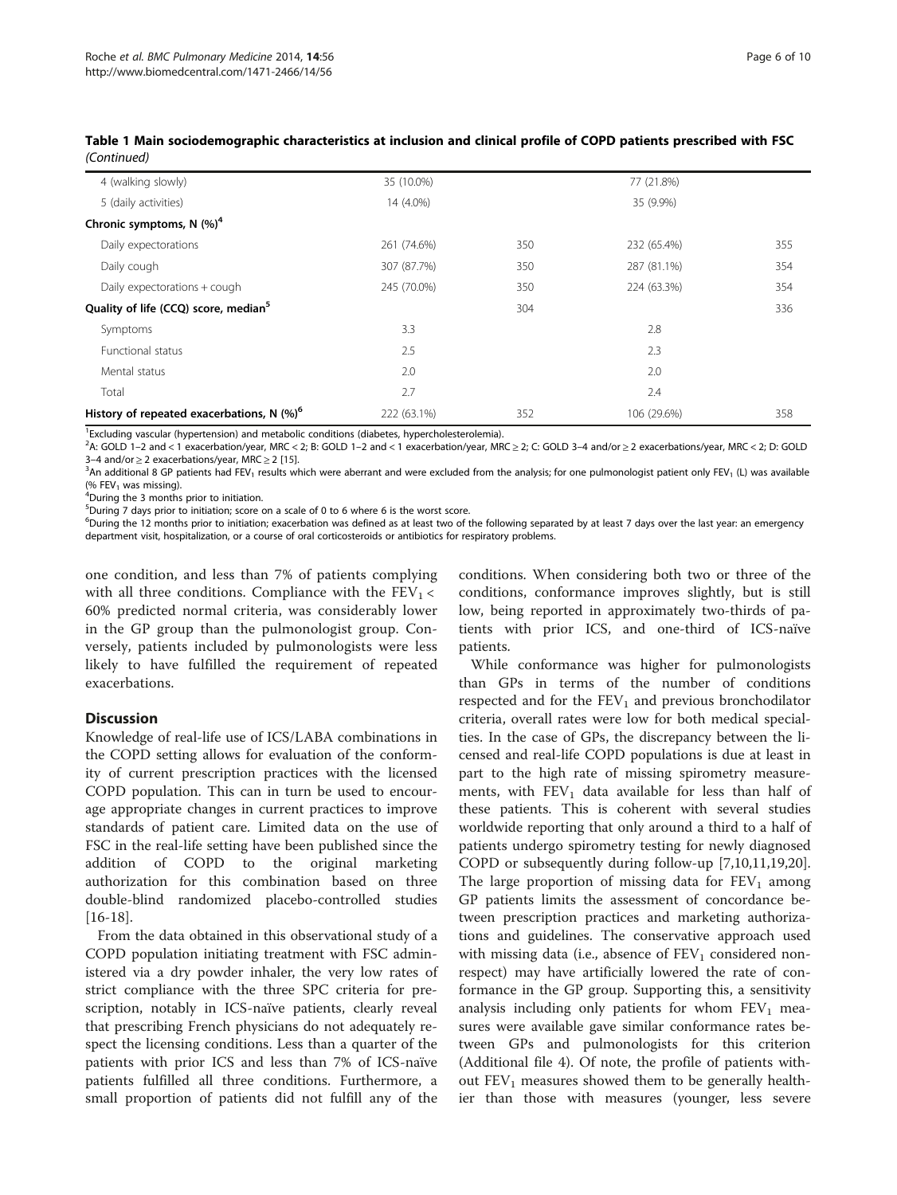**Table 1 Main sociodemographic characteristics at inclusion and clinical profile of COPD patients prescribed with FSC** *(Continued)*

| | | | | |
|---|---|---|---|---|
| 4 (walking slowly) | 35 (10.0%) | | 77 (21.8%) | |
| 5 (daily activities) | 14 (4.0%) | | 35 (9.9%) | |
| **Chronic symptoms, N (%)[4]** | | | | |
| Daily expectorations | 261 (74.6%) | 350 | 232 (65.4%) | 355 |
| Daily cough | 307 (87.7%) | 350 | 287 (81.1%) | 354 |
| Daily expectorations + cough | 245 (70.0%) | 350 | 224 (63.3%) | 354 |
| **Quality of life (CCQ) score, median[5]** | | 304 | | 336 |
| Symptoms | 3.3 | | 2.8 | |
| Functional status | 2.5 | | 2.3 | |
| Mental status | 2.0 | | 2.0 | |
| Total | 2.7 | | 2.4 | |
| **History of repeated exacerbations, N (%)[6]** | 222 (63.1%) | 352 | 106 (29.6%) | 358 |

[1]Excluding vascular (hypertension) and metabolic conditions (diabetes, hypercholesterolemia).
[2]A: GOLD 1–2 and < 1 exacerbation/year, MRC < 2; B: GOLD 1–2 and < 1 exacerbation/year, MRC ≥ 2; C: GOLD 3–4 and/or ≥ 2 exacerbations/year, MRC < 2; D: GOLD 3–4 and/or ≥ 2 exacerbations/year, MRC ≥ 2 [15].
[3]An additional 8 GP patients had $FEV_1$ results which were aberrant and were excluded from the analysis; for one pulmonologist patient only $FEV_1$ (L) was available (% $FEV_1$ was missing).
[4]During the 3 months prior to initiation.
[5]During 7 days prior to initiation; score on a scale of 0 to 6 where 6 is the worst score.
[6]During the 12 months prior to initiation; exacerbation was defined as at least two of the following separated by at least 7 days over the last year: an emergency department visit, hospitalization, or a course of oral corticosteroids or antibiotics for respiratory problems.

one condition, and less than 7% of patients complying with all three conditions. Compliance with the $FEV_1 <$ 60% predicted normal criteria, was considerably lower in the GP group than the pulmonologist group. Conversely, patients included by pulmonologists were less likely to have fulfilled the requirement of repeated exacerbations.

## Discussion

Knowledge of real-life use of ICS/LABA combinations in the COPD setting allows for evaluation of the conformity of current prescription practices with the licensed COPD population. This can in turn be used to encourage appropriate changes in current practices to improve standards of patient care. Limited data on the use of FSC in the real-life setting have been published since the addition of COPD to the original marketing authorization for this combination based on three double-blind randomized placebo-controlled studies [16-18].

From the data obtained in this observational study of a COPD population initiating treatment with FSC administered via a dry powder inhaler, the very low rates of strict compliance with the three SPC criteria for prescription, notably in ICS-naïve patients, clearly reveal that prescribing French physicians do not adequately respect the licensing conditions. Less than a quarter of the patients with prior ICS and less than 7% of ICS-naïve patients fulfilled all three conditions. Furthermore, a small proportion of patients did not fulfill any of the conditions. When considering both two or three of the conditions, conformance improves slightly, but is still low, being reported in approximately two-thirds of patients with prior ICS, and one-third of ICS-naïve patients.

While conformance was higher for pulmonologists than GPs in terms of the number of conditions respected and for the $FEV_1$ and previous bronchodilator criteria, overall rates were low for both medical specialties. In the case of GPs, the discrepancy between the licensed and real-life COPD populations is due at least in part to the high rate of missing spirometry measurements, with $FEV_1$ data available for less than half of these patients. This is coherent with several studies worldwide reporting that only around a third to a half of patients undergo spirometry testing for newly diagnosed COPD or subsequently during follow-up [7,10,11,19,20]. The large proportion of missing data for $FEV_1$ among GP patients limits the assessment of concordance between prescription practices and marketing authorizations and guidelines. The conservative approach used with missing data (i.e., absence of $FEV_1$ considered non-respect) may have artificially lowered the rate of conformance in the GP group. Supporting this, a sensitivity analysis including only patients for whom $FEV_1$ measures were available gave similar conformance rates between GPs and pulmonologists for this criterion (Additional file 4). Of note, the profile of patients without $FEV_1$ measures showed them to be generally healthier than those with measures (younger, less severe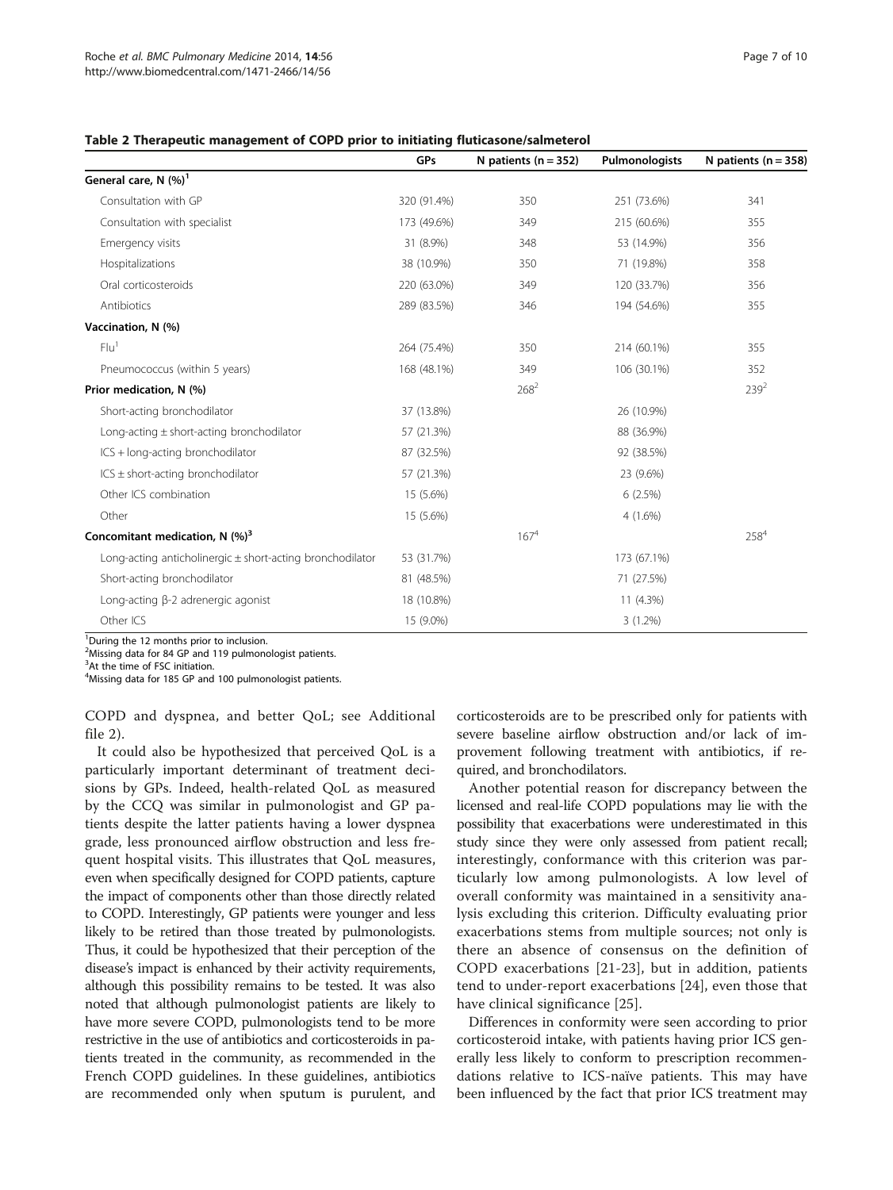**Table 2 Therapeutic management of COPD prior to initiating fluticasone/salmeterol**

| | GPs | N patients (n = 352) | Pulmonologists | N patients (n = 358) |
|---|---|---|---|---|
| **General care, N (%)[1]** | | | | |
| Consultation with GP | 320 (91.4%) | 350 | 251 (73.6%) | 341 |
| Consultation with specialist | 173 (49.6%) | 349 | 215 (60.6%) | 355 |
| Emergency visits | 31 (8.9%) | 348 | 53 (14.9%) | 356 |
| Hospitalizations | 38 (10.9%) | 350 | 71 (19.8%) | 358 |
| Oral corticosteroids | 220 (63.0%) | 349 | 120 (33.7%) | 356 |
| Antibiotics | 289 (83.5%) | 346 | 194 (54.6%) | 355 |
| **Vaccination, N (%)** | | | | |
| Flu[1] | 264 (75.4%) | 350 | 214 (60.1%) | 355 |
| Pneumococcus (within 5 years) | 168 (48.1%) | 349 | 106 (30.1%) | 352 |
| **Prior medication, N (%)** | | 268[2] | | 239[2] |
| Short-acting bronchodilator | 37 (13.8%) | | 26 (10.9%) | |
| Long-acting ± short-acting bronchodilator | 57 (21.3%) | | 88 (36.9%) | |
| ICS + long-acting bronchodilator | 87 (32.5%) | | 92 (38.5%) | |
| ICS ± short-acting bronchodilator | 57 (21.3%) | | 23 (9.6%) | |
| Other ICS combination | 15 (5.6%) | | 6 (2.5%) | |
| Other | 15 (5.6%) | | 4 (1.6%) | |
| **Concomitant medication, N (%)[3]** | | 167[4] | | 258[4] |
| Long-acting anticholinergic ± short-acting bronchodilator | 53 (31.7%) | | 173 (67.1%) | |
| Short-acting bronchodilator | 81 (48.5%) | | 71 (27.5%) | |
| Long-acting β-2 adrenergic agonist | 18 (10.8%) | | 11 (4.3%) | |
| Other ICS | 15 (9.0%) | | 3 (1.2%) | |

[1]During the 12 months prior to inclusion.
[2]Missing data for 84 GP and 119 pulmonologist patients.
[3]At the time of FSC initiation.
[4]Missing data for 185 GP and 100 pulmonologist patients.

COPD and dyspnea, and better QoL; see Additional file 2).

It could also be hypothesized that perceived QoL is a particularly important determinant of treatment decisions by GPs. Indeed, health-related QoL as measured by the CCQ was similar in pulmonologist and GP patients despite the latter patients having a lower dyspnea grade, less pronounced airflow obstruction and less frequent hospital visits. This illustrates that QoL measures, even when specifically designed for COPD patients, capture the impact of components other than those directly related to COPD. Interestingly, GP patients were younger and less likely to be retired than those treated by pulmonologists. Thus, it could be hypothesized that their perception of the disease's impact is enhanced by their activity requirements, although this possibility remains to be tested. It was also noted that although pulmonologist patients are likely to have more severe COPD, pulmonologists tend to be more restrictive in the use of antibiotics and corticosteroids in patients treated in the community, as recommended in the French COPD guidelines. In these guidelines, antibiotics are recommended only when sputum is purulent, and corticosteroids are to be prescribed only for patients with severe baseline airflow obstruction and/or lack of improvement following treatment with antibiotics, if required, and bronchodilators.

Another potential reason for discrepancy between the licensed and real-life COPD populations may lie with the possibility that exacerbations were underestimated in this study since they were only assessed from patient recall; interestingly, conformance with this criterion was particularly low among pulmonologists. A low level of overall conformity was maintained in a sensitivity analysis excluding this criterion. Difficulty evaluating prior exacerbations stems from multiple sources; not only is there an absence of consensus on the definition of COPD exacerbations [21-23], but in addition, patients tend to under-report exacerbations [24], even those that have clinical significance [25].

Differences in conformity were seen according to prior corticosteroid intake, with patients having prior ICS generally less likely to conform to prescription recommendations relative to ICS-naïve patients. This may have been influenced by the fact that prior ICS treatment may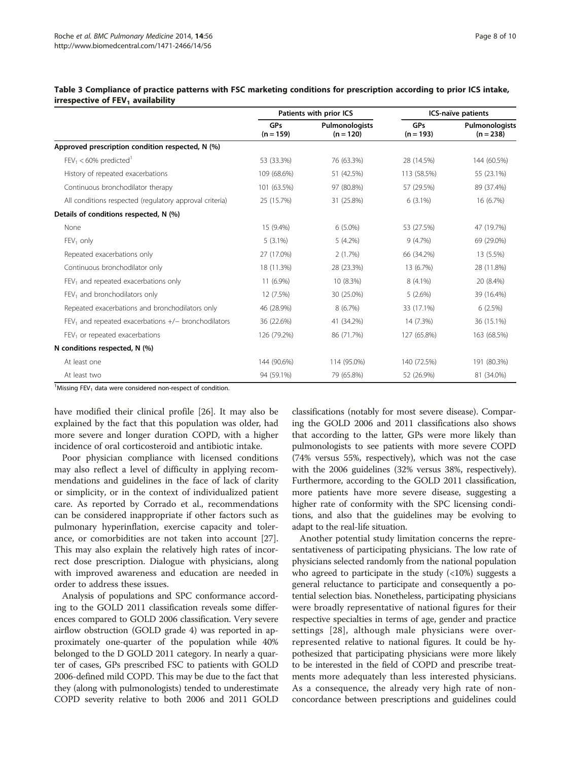**Table 3 Compliance of practice patterns with FSC marketing conditions for prescription according to prior ICS intake, irrespective of $FEV_1$ availability**

| | Patients with prior ICS | | ICS-naïve patients | |
|---|---|---|---|---|
| | GPs (n = 159) | Pulmonologists (n = 120) | GPs (n = 193) | Pulmonologists (n = 238) |
| **Approved prescription condition respected, N (%)** | | | | |
| $FEV_1$ < 60% predicted[1] | 53 (33.3%) | 76 (63.3%) | 28 (14.5%) | 144 (60.5%) |
| History of repeated exacerbations | 109 (68.6%) | 51 (42.5%) | 113 (58.5%) | 55 (23.1%) |
| Continuous bronchodilator therapy | 101 (63.5%) | 97 (80.8%) | 57 (29.5%) | 89 (37.4%) |
| All conditions respected (regulatory approval criteria) | 25 (15.7%) | 31 (25.8%) | 6 (3.1%) | 16 (6.7%) |
| **Details of conditions respected, N (%)** | | | | |
| None | 15 (9.4%) | 6 (5.0%) | 53 (27.5%) | 47 (19.7%) |
| $FEV_1$ only | 5 (3.1%) | 5 (4.2%) | 9 (4.7%) | 69 (29.0%) |
| Repeated exacerbations only | 27 (17.0%) | 2 (1.7%) | 66 (34.2%) | 13 (5.5%) |
| Continuous bronchodilator only | 18 (11.3%) | 28 (23.3%) | 13 (6.7%) | 28 (11.8%) |
| $FEV_1$ and repeated exacerbations only | 11 (6.9%) | 10 (8.3%) | 8 (4.1%) | 20 (8.4%) |
| $FEV_1$ and bronchodilators only | 12 (7.5%) | 30 (25.0%) | 5 (2.6%) | 39 (16.4%) |
| Repeated exacerbations and bronchodilators only | 46 (28.9%) | 8 (6.7%) | 33 (17.1%) | 6 (2.5%) |
| $FEV_1$ and repeated exacerbations +/− bronchodilators | 36 (22.6%) | 41 (34.2%) | 14 (7.3%) | 36 (15.1%) |
| $FEV_1$ or repeated exacerbations | 126 (79.2%) | 86 (71.7%) | 127 (65.8%) | 163 (68.5%) |
| **N conditions respected, N (%)** | | | | |
| At least one | 144 (90.6%) | 114 (95.0%) | 140 (72.5%) | 191 (80.3%) |
| At least two | 94 (59.1%) | 79 (65.8%) | 52 (26.9%) | 81 (34.0%) |

[1]Missing $FEV_1$ data were considered non-respect of condition.

have modified their clinical profile [26]. It may also be explained by the fact that this population was older, had more severe and longer duration COPD, with a higher incidence of oral corticosteroid and antibiotic intake.

Poor physician compliance with licensed conditions may also reflect a level of difficulty in applying recommendations and guidelines in the face of lack of clarity or simplicity, or in the context of individualized patient care. As reported by Corrado et al., recommendations can be considered inappropriate if other factors such as pulmonary hyperinflation, exercise capacity and tolerance, or comorbidities are not taken into account [27]. This may also explain the relatively high rates of incorrect dose prescription. Dialogue with physicians, along with improved awareness and education are needed in order to address these issues.

Analysis of populations and SPC conformance according to the GOLD 2011 classification reveals some differences compared to GOLD 2006 classification. Very severe airflow obstruction (GOLD grade 4) was reported in approximately one-quarter of the population while 40% belonged to the D GOLD 2011 category. In nearly a quarter of cases, GPs prescribed FSC to patients with GOLD 2006-defined mild COPD. This may be due to the fact that they (along with pulmonologists) tended to underestimate COPD severity relative to both 2006 and 2011 GOLD classifications (notably for most severe disease). Comparing the GOLD 2006 and 2011 classifications also shows that according to the latter, GPs were more likely than pulmonologists to see patients with more severe COPD (74% versus 55%, respectively), which was not the case with the 2006 guidelines (32% versus 38%, respectively). Furthermore, according to the GOLD 2011 classification, more patients have more severe disease, suggesting a higher rate of conformity with the SPC licensing conditions, and also that the guidelines may be evolving to adapt to the real-life situation.

Another potential study limitation concerns the representativeness of participating physicians. The low rate of physicians selected randomly from the national population who agreed to participate in the study (<10%) suggests a general reluctance to participate and consequently a potential selection bias. Nonetheless, participating physicians were broadly representative of national figures for their respective specialties in terms of age, gender and practice settings [28], although male physicians were over-represented relative to national figures. It could be hypothesized that participating physicians were more likely to be interested in the field of COPD and prescribe treatments more adequately than less interested physicians. As a consequence, the already very high rate of non-concordance between prescriptions and guidelines could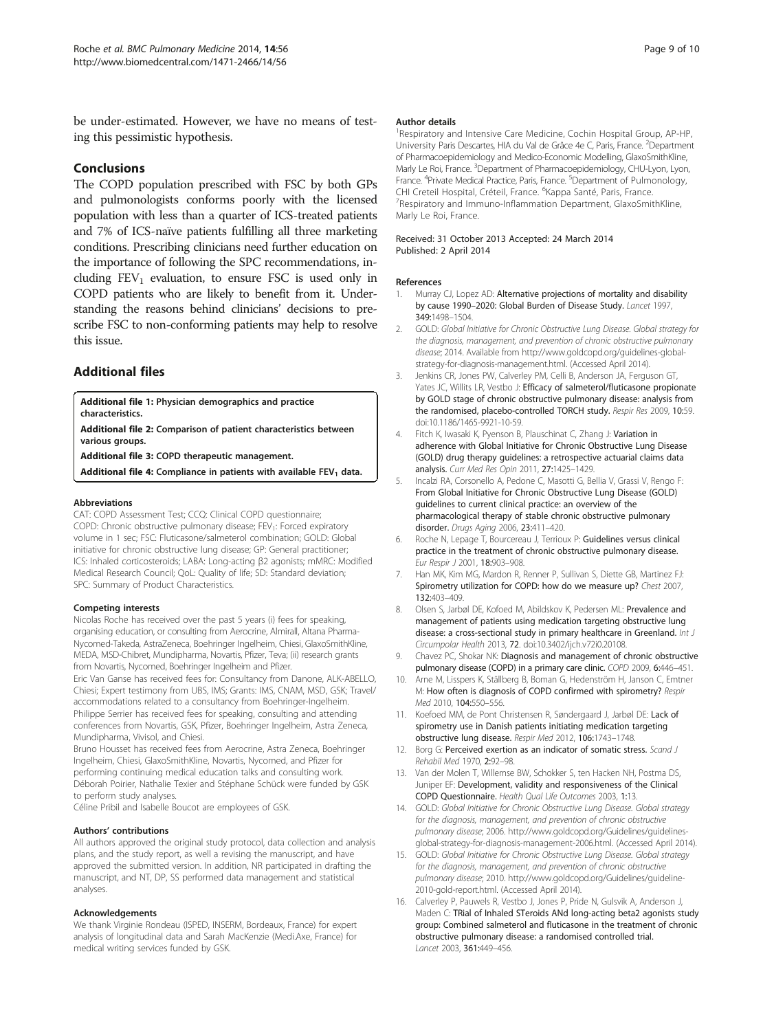be under-estimated. However, we have no means of testing this pessimistic hypothesis.

## Conclusions

The COPD population prescribed with FSC by both GPs and pulmonologists conforms poorly with the licensed population with less than a quarter of ICS-treated patients and 7% of ICS-naïve patients fulfilling all three marketing conditions. Prescribing clinicians need further education on the importance of following the SPC recommendations, including $FEV_1$ evaluation, to ensure FSC is used only in COPD patients who are likely to benefit from it. Understanding the reasons behind clinicians' decisions to prescribe FSC to non-conforming patients may help to resolve this issue.

## Additional files

**Additional file 1: Physician demographics and practice characteristics.**

**Additional file 2: Comparison of patient characteristics between various groups.**

**Additional file 3: COPD therapeutic management.**

**Additional file 4: Compliance in patients with available $FEV_1$ data.**

#### Abbreviations

CAT: COPD Assessment Test; CCQ: Clinical COPD questionnaire; COPD: Chronic obstructive pulmonary disease; $FEV_1$: Forced expiratory volume in 1 sec; FSC: Fluticasone/salmeterol combination; GOLD: Global initiative for chronic obstructive lung disease; GP: General practitioner; ICS: Inhaled corticosteroids; LABA: Long-acting β2 agonists; mMRC: Modified Medical Research Council; QoL: Quality of life; SD: Standard deviation; SPC: Summary of Product Characteristics.

#### Competing interests

Nicolas Roche has received over the past 5 years (i) fees for speaking, organising education, or consulting from Aerocrine, Almirall, Altana Pharma-Nycomed-Takeda, AstraZeneca, Boehringer Ingelheim, Chiesi, GlaxoSmithKline, MEDA, MSD-Chibret, Mundipharma, Novartis, Pfizer, Teva; (ii) research grants from Novartis, Nycomed, Boehringer Ingelheim and Pfizer.

Eric Van Ganse has received fees for: Consultancy from Danone, ALK-ABELLO, Chiesi; Expert testimony from UBS, IMS; Grants: IMS, CNAM, MSD, GSK; Travel/accommodations related to a consultancy from Boehringer-Ingelheim.

Philippe Serrier has received fees for speaking, consulting and attending conferences from Novartis, GSK, Pfizer, Boehringer Ingelheim, Astra Zeneca, Mundipharma, Vivisol, and Chiesi.

Bruno Housset has received fees from Aerocrine, Astra Zeneca, Boehringer Ingelheim, Chiesi, GlaxoSmithKline, Novartis, Nycomed, and Pfizer for performing continuing medical education talks and consulting work.

Déborah Poirier, Nathalie Texier and Stéphane Schück were funded by GSK to perform study analyses.

Céline Pribil and Isabelle Boucot are employees of GSK.

#### Authors' contributions

All authors approved the original study protocol, data collection and analysis plans, and the study report, as well a revising the manuscript, and have approved the submitted version. In addition, NR participated in drafting the manuscript, and NT, DP, SS performed data management and statistical analyses.

#### Acknowledgements

We thank Virginie Rondeau (ISPED, INSERM, Bordeaux, France) for expert analysis of longitudinal data and Sarah MacKenzie (Medi.Axe, France) for medical writing services funded by GSK.

#### Author details

[1]Respiratory and Intensive Care Medicine, Cochin Hospital Group, AP-HP, University Paris Descartes, HIA du Val de Grâce 4e C, Paris, France. [2]Department of Pharmacoepidemiology and Medico-Economic Modelling, GlaxoSmithKline, Marly Le Roi, France. [3]Department of Pharmacoepidemiology, CHU-Lyon, Lyon, France. [4]Private Medical Practice, Paris, France. [5]Department of Pulmonology, CHI Creteil Hospital, Créteil, France. [6]Kappa Santé, Paris, France. [7]Respiratory and Immuno-Inflammation Department, GlaxoSmithKline, Marly Le Roi, France.

Received: 31 October 2013 Accepted: 24 March 2014
Published: 2 April 2014

#### References

1. Murray CJ, Lopez AD: **Alternative projections of mortality and disability by cause 1990–2020: Global Burden of Disease Study.** *Lancet* 1997, **349:**1498–1504.
2. GOLD: *Global Initiative for Chronic Obstructive Lung Disease. Global strategy for the diagnosis, management, and prevention of chronic obstructive pulmonary disease*; 2014. Available from http://www.goldcopd.org/guidelines-global-strategy-for-diagnosis-management.html. (Accessed April 2014).
3. Jenkins CR, Jones PW, Calverley PM, Celli B, Anderson JA, Ferguson GT, Yates JC, Willits LR, Vestbo J: **Efficacy of salmeterol/fluticasone propionate by GOLD stage of chronic obstructive pulmonary disease: analysis from the randomised, placebo-controlled TORCH study.** *Respir Res* 2009, **10:**59. doi:10.1186/1465-9921-10-59.
4. Fitch K, Iwasaki K, Pyenson B, Plauschinat C, Zhang J: **Variation in adherence with Global Initiative for Chronic Obstructive Lung Disease (GOLD) drug therapy guidelines: a retrospective actuarial claims data analysis.** *Curr Med Res Opin* 2011, **27:**1425–1429.
5. Incalzi RA, Corsonello A, Pedone C, Masotti G, Bellia V, Grassi V, Rengo F: **From Global Initiative for Chronic Obstructive Lung Disease (GOLD) guidelines to current clinical practice: an overview of the pharmacological therapy of stable chronic obstructive pulmonary disorder.** *Drugs Aging* 2006, **23:**411–420.
6. Roche N, Lepage T, Bourcereau J, Terrioux P: **Guidelines versus clinical practice in the treatment of chronic obstructive pulmonary disease.** *Eur Respir J* 2001, **18:**903–908.
7. Han MK, Kim MG, Mardon R, Renner P, Sullivan S, Diette GB, Martinez FJ: **Spirometry utilization for COPD: how do we measure up?** *Chest* 2007, **132:**403–409.
8. Olsen S, Jarbøl DE, Kofoed M, Abildskov K, Pedersen ML: **Prevalence and management of patients using medication targeting obstructive lung disease: a cross-sectional study in primary healthcare in Greenland.** *Int J Circumpolar Health* 2013, **72**. doi:10.3402/ijch.v72i0.20108.
9. Chavez PC, Shokar NK: **Diagnosis and management of chronic obstructive pulmonary disease (COPD) in a primary care clinic.** *COPD* 2009, **6:**446–451.
10. Arne M, Lisspers K, Ställberg B, Boman G, Hedenström H, Janson C, Emtner M: **How often is diagnosis of COPD confirmed with spirometry?** *Respir Med* 2010, **104:**550–556.
11. Koefoed MM, de Pont Christensen R, Søndergaard J, Jarbøl DE: **Lack of spirometry use in Danish patients initiating medication targeting obstructive lung disease.** *Respir Med* 2012, **106:**1743–1748.
12. Borg G: **Perceived exertion as an indicator of somatic stress.** *Scand J Rehabil Med* 1970, **2:**92–98.
13. Van der Molen T, Willemse BW, Schokker S, ten Hacken NH, Postma DS, Juniper EF: **Development, validity and responsiveness of the Clinical COPD Questionnaire.** *Health Qual Life Outcomes* 2003, **1:**13.
14. GOLD: *Global Initiative for Chronic Obstructive Lung Disease. Global strategy for the diagnosis, management, and prevention of chronic obstructive pulmonary disease*; 2006. http://www.goldcopd.org/Guidelines/guidelines-global-strategy-for-diagnosis-management-2006.html. (Accessed April 2014).
15. GOLD: *Global Initiative for Chronic Obstructive Lung Disease. Global strategy for the diagnosis, management, and prevention of chronic obstructive pulmonary disease*; 2010. http://www.goldcopd.org/Guidelines/guideline-2010-gold-report.html. (Accessed April 2014).
16. Calverley P, Pauwels R, Vestbo J, Jones P, Pride N, Gulsvik A, Anderson J, Maden C: **TRial of Inhaled STeroids ANd long-acting beta2 agonists study group: Combined salmeterol and fluticasone in the treatment of chronic obstructive pulmonary disease: a randomised controlled trial.** *Lancet* 2003, **361:**449–456.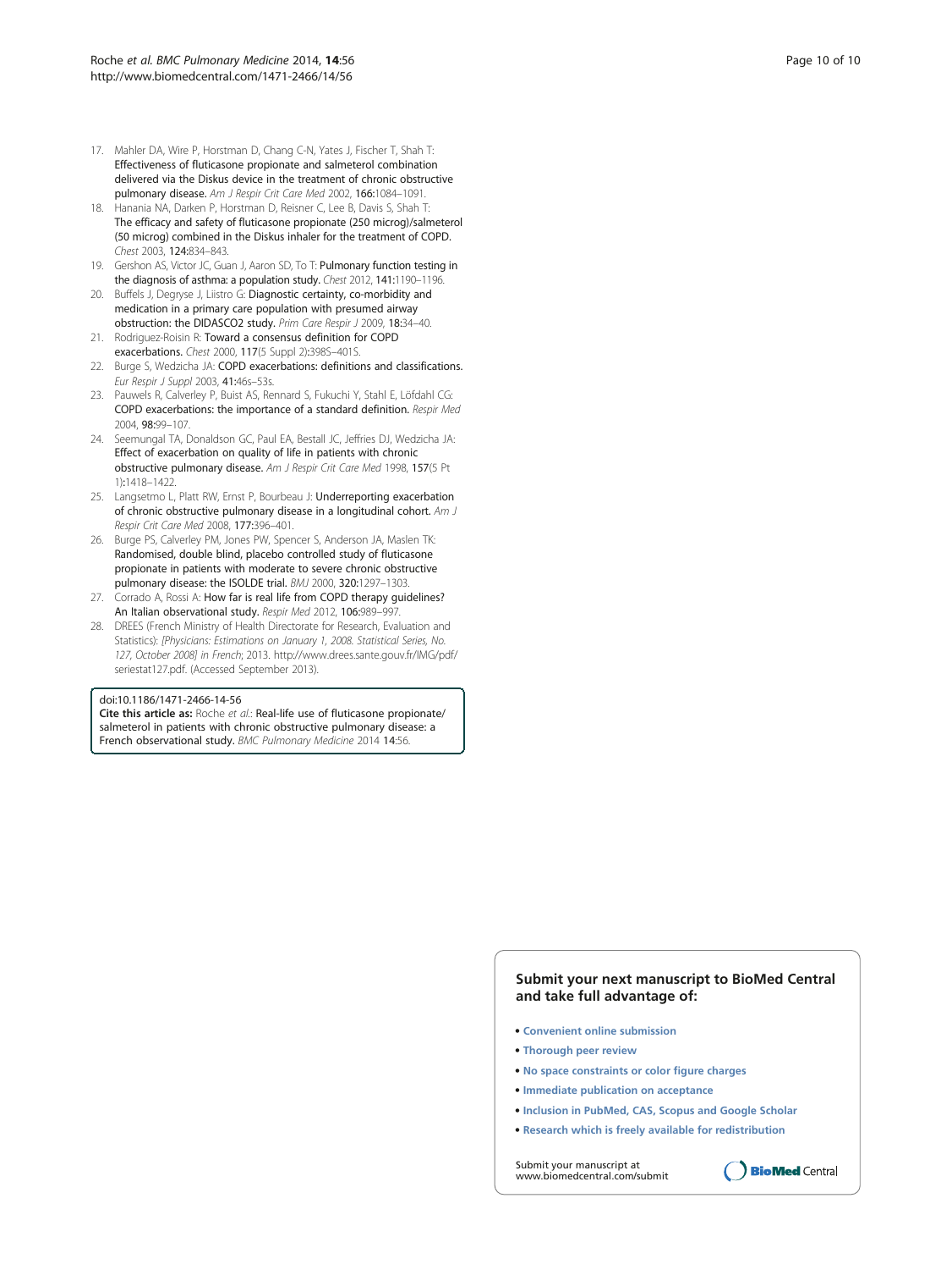17. Mahler DA, Wire P, Horstman D, Chang C-N, Yates J, Fischer T, Shah T: **Effectiveness of fluticasone propionate and salmeterol combination delivered via the Diskus device in the treatment of chronic obstructive pulmonary disease.** *Am J Respir Crit Care Med* 2002, **166:**1084–1091.
18. Hanania NA, Darken P, Horstman D, Reisner C, Lee B, Davis S, Shah T: **The efficacy and safety of fluticasone propionate (250 microg)/salmeterol (50 microg) combined in the Diskus inhaler for the treatment of COPD.** *Chest* 2003, **124:**834–843.
19. Gershon AS, Victor JC, Guan J, Aaron SD, To T: **Pulmonary function testing in the diagnosis of asthma: a population study.** *Chest* 2012, **141:**1190–1196.
20. Buffels J, Degryse J, Liistro G: **Diagnostic certainty, co-morbidity and medication in a primary care population with presumed airway obstruction: the DIDASCO2 study.** *Prim Care Respir J* 2009, **18:**34–40.
21. Rodriguez-Roisin R: **Toward a consensus definition for COPD exacerbations.** *Chest* 2000, **117**(5 Suppl 2)**:**398S–401S.
22. Burge S, Wedzicha JA: **COPD exacerbations: definitions and classifications.** *Eur Respir J Suppl* 2003, **41:**46s–53s.
23. Pauwels R, Calverley P, Buist AS, Rennard S, Fukuchi Y, Stahl E, Löfdahl CG: **COPD exacerbations: the importance of a standard definition.** *Respir Med* 2004, **98:**99–107.
24. Seemungal TA, Donaldson GC, Paul EA, Bestall JC, Jeffries DJ, Wedzicha JA: **Effect of exacerbation on quality of life in patients with chronic obstructive pulmonary disease.** *Am J Respir Crit Care Med* 1998, **157**(5 Pt 1)**:**1418–1422.
25. Langsetmo L, Platt RW, Ernst P, Bourbeau J: **Underreporting exacerbation of chronic obstructive pulmonary disease in a longitudinal cohort.** *Am J Respir Crit Care Med* 2008, **177:**396–401.
26. Burge PS, Calverley PM, Jones PW, Spencer S, Anderson JA, Maslen TK: **Randomised, double blind, placebo controlled study of fluticasone propionate in patients with moderate to severe chronic obstructive pulmonary disease: the ISOLDE trial.** *BMJ* 2000, **320:**1297–1303.
27. Corrado A, Rossi A: **How far is real life from COPD therapy guidelines? An Italian observational study.** *Respir Med* 2012, **106:**989–997.
28. DREES (French Ministry of Health Directorate for Research, Evaluation and Statistics): *[Physicians: Estimations on January 1, 2008. Statistical Series, No. 127, October 2008] in French*; 2013. http://www.drees.sante.gouv.fr/IMG/pdf/seriestat127.pdf. (Accessed September 2013).

doi:10.1186/1471-2466-14-56

**Cite this article as:** Roche *et al.*: Real-life use of fluticasone propionate/salmeterol in patients with chronic obstructive pulmonary disease: a French observational study. *BMC Pulmonary Medicine* 2014 **14**:56.